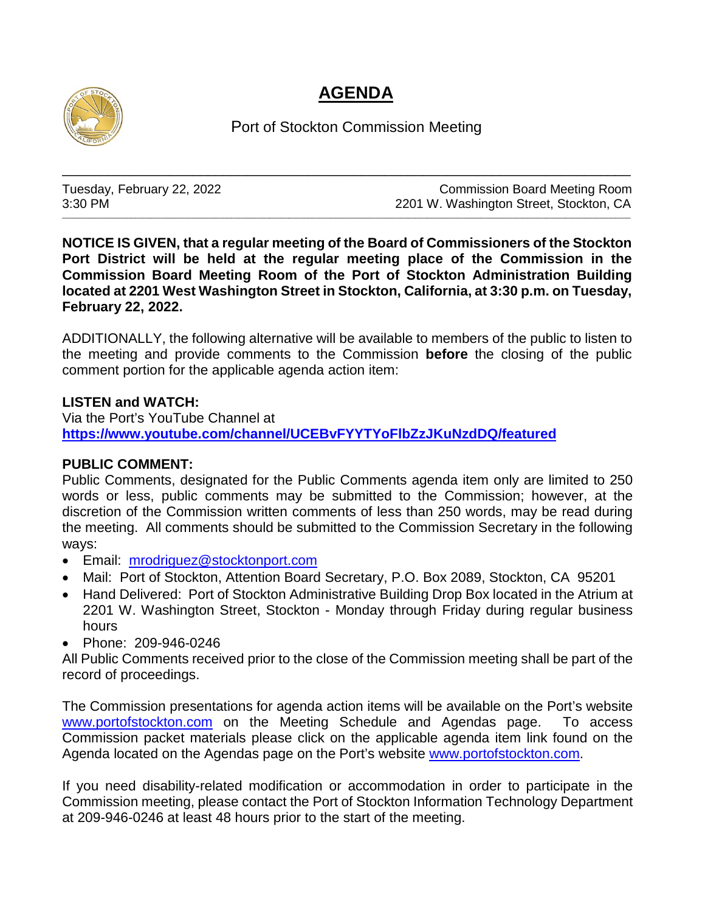# AGENDA

Port of Stockton Commission Meeting

---

Tuesday, February 22, 2022
3:30 PM

Commission Board Meeting Room
2201 W. Washington Street, Stockton, CA

---

**NOTICE IS GIVEN, that a regular meeting of the Board of Commissioners of the Stockton Port District will be held at the regular meeting place of the Commission in the Commission Board Meeting Room of the Port of Stockton Administration Building located at 2201 West Washington Street in Stockton, California, at 3:30 p.m. on Tuesday, February 22, 2022.**

ADDITIONALLY, the following alternative will be available to members of the public to listen to the meeting and provide comments to the Commission **before** the closing of the public comment portion for the applicable agenda action item:

**LISTEN and WATCH:**
Via the Port's YouTube Channel at
**https://www.youtube.com/channel/UCEBvFYYTYoFlbZzJKuNzdDQ/featured**

**PUBLIC COMMENT:**
Public Comments, designated for the Public Comments agenda item only are limited to 250 words or less, public comments may be submitted to the Commission; however, at the discretion of the Commission written comments of less than 250 words, may be read during the meeting. All comments should be submitted to the Commission Secretary in the following ways:

- Email: mrodriguez@stocktonport.com
- Mail: Port of Stockton, Attention Board Secretary, P.O. Box 2089, Stockton, CA 95201
- Hand Delivered: Port of Stockton Administrative Building Drop Box located in the Atrium at 2201 W. Washington Street, Stockton - Monday through Friday during regular business hours
- Phone: 209-946-0246

All Public Comments received prior to the close of the Commission meeting shall be part of the record of proceedings.

The Commission presentations for agenda action items will be available on the Port's website www.portofstockton.com on the Meeting Schedule and Agendas page. To access Commission packet materials please click on the applicable agenda item link found on the Agenda located on the Agendas page on the Port's website www.portofstockton.com.

If you need disability-related modification or accommodation in order to participate in the Commission meeting, please contact the Port of Stockton Information Technology Department at 209-946-0246 at least 48 hours prior to the start of the meeting.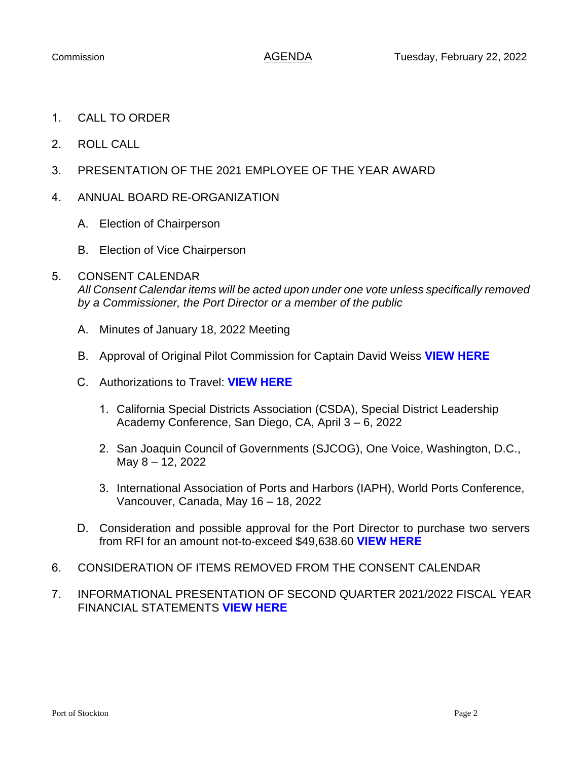Commission **AGENDA** Tuesday, February 22, 2022

1. CALL TO ORDER

2. ROLL CALL

3. PRESENTATION OF THE 2021 EMPLOYEE OF THE YEAR AWARD

4. ANNUAL BOARD RE-ORGANIZATION

   A. Election of Chairperson

   B. Election of Vice Chairperson

5. CONSENT CALENDAR
   *All Consent Calendar items will be acted upon under one vote unless specifically removed by a Commissioner, the Port Director or a member of the public*

   A. Minutes of January 18, 2022 Meeting

   B. Approval of Original Pilot Commission for Captain David Weiss **VIEW HERE**

   C. Authorizations to Travel: **VIEW HERE**

      1. California Special Districts Association (CSDA), Special District Leadership Academy Conference, San Diego, CA, April 3 – 6, 2022

      2. San Joaquin Council of Governments (SJCOG), One Voice, Washington, D.C., May 8 – 12, 2022

      3. International Association of Ports and Harbors (IAPH), World Ports Conference, Vancouver, Canada, May 16 – 18, 2022

   D. Consideration and possible approval for the Port Director to purchase two servers from RFI for an amount not-to-exceed $49,638.60 **VIEW HERE**

6. CONSIDERATION OF ITEMS REMOVED FROM THE CONSENT CALENDAR

7. INFORMATIONAL PRESENTATION OF SECOND QUARTER 2021/2022 FISCAL YEAR FINANCIAL STATEMENTS **VIEW HERE**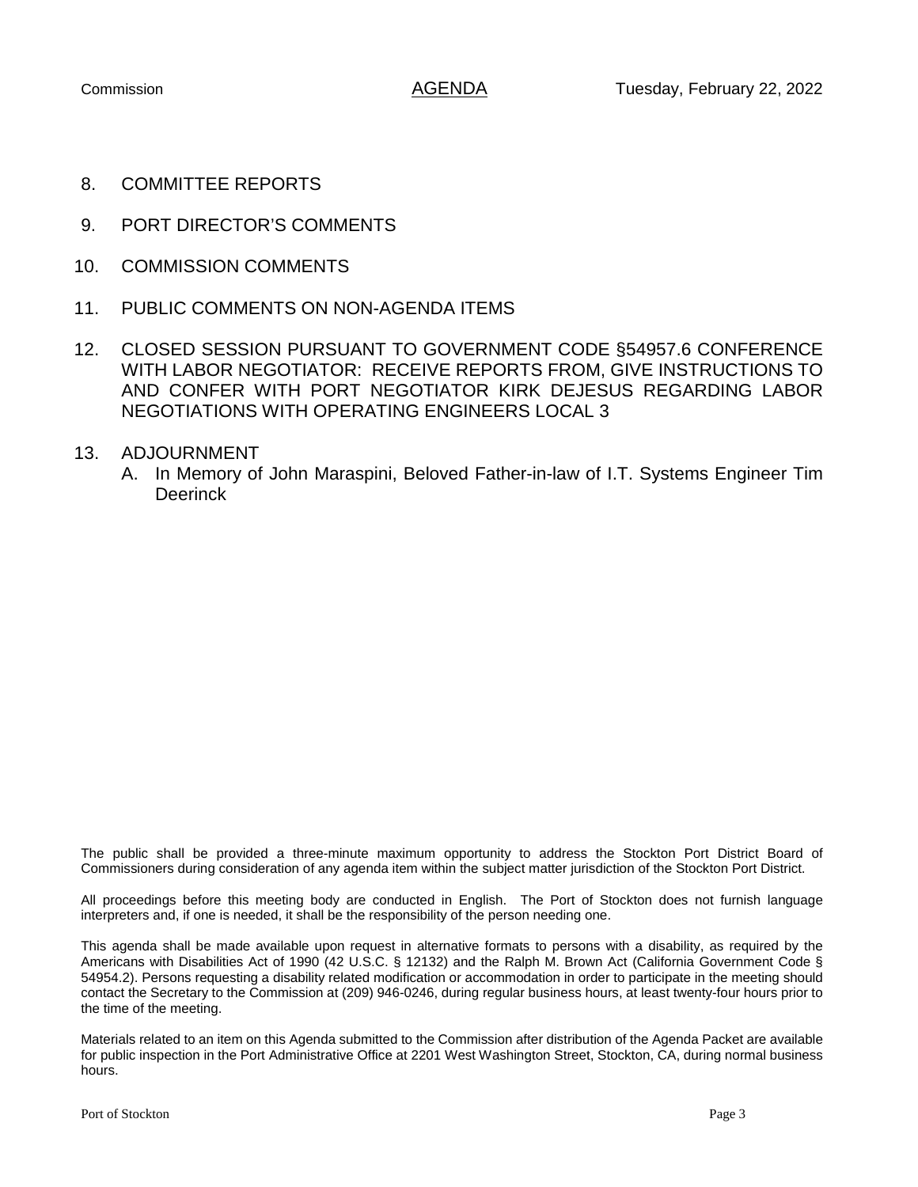8. COMMITTEE REPORTS

9. PORT DIRECTOR'S COMMENTS

10. COMMISSION COMMENTS

11. PUBLIC COMMENTS ON NON-AGENDA ITEMS

12. CLOSED SESSION PURSUANT TO GOVERNMENT CODE §54957.6 CONFERENCE WITH LABOR NEGOTIATOR: RECEIVE REPORTS FROM, GIVE INSTRUCTIONS TO AND CONFER WITH PORT NEGOTIATOR KIRK DEJESUS REGARDING LABOR NEGOTIATIONS WITH OPERATING ENGINEERS LOCAL 3

13. ADJOURNMENT
    A. In Memory of John Maraspini, Beloved Father-in-law of I.T. Systems Engineer Tim Deerinck

The public shall be provided a three-minute maximum opportunity to address the Stockton Port District Board of Commissioners during consideration of any agenda item within the subject matter jurisdiction of the Stockton Port District.

All proceedings before this meeting body are conducted in English. The Port of Stockton does not furnish language interpreters and, if one is needed, it shall be the responsibility of the person needing one.

This agenda shall be made available upon request in alternative formats to persons with a disability, as required by the Americans with Disabilities Act of 1990 (42 U.S.C. § 12132) and the Ralph M. Brown Act (California Government Code § 54954.2). Persons requesting a disability related modification or accommodation in order to participate in the meeting should contact the Secretary to the Commission at (209) 946-0246, during regular business hours, at least twenty-four hours prior to the time of the meeting.

Materials related to an item on this Agenda submitted to the Commission after distribution of the Agenda Packet are available for public inspection in the Port Administrative Office at 2201 West Washington Street, Stockton, CA, during normal business hours.